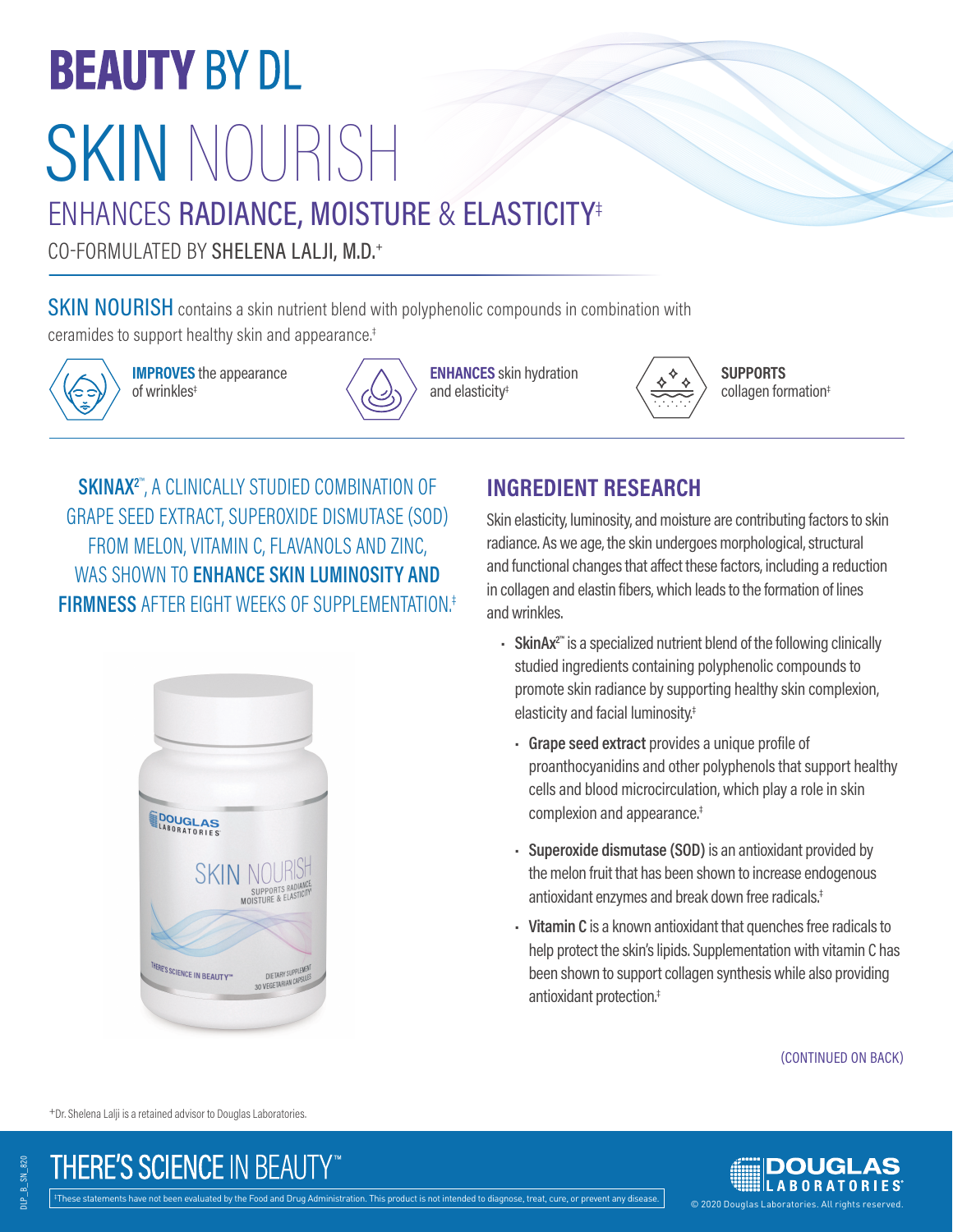# BEAUTY BY DL

# SKIN NOURISH

## ENHANCES RADIANCE, MOISTURE & ELASTICITY‡

CO-FORMULATED BY SHELENA LALJI, M.D.+

**SKIN NOURISH** contains a skin nutrient blend with polyphenolic compounds in combination with ceramides to support healthy skin and appearance.‡

**IMPROVES** the appearance of wrinkles‡

**ENHANCES** skin hydration and elasticity‡

**SUPPORTS** collagen formation‡

**SKINAX²™**, A CLINICALLY STUDIED COMBINATION OF GRAPE SEED EXTRACT, SUPEROXIDE DISMUTASE (SOD) FROM MELON, VITAMIN C, FLAVANOLS AND ZINC, WAS SHOWN TO **ENHANCE SKIN LUMINOSITY AND FIRMNESS** AFTER EIGHT WEEKS OF SUPPLEMENTATION.‡

## INGREDIENT RESEARCH

Skin elasticity, luminosity, and moisture are contributing factors to skin radiance. As we age, the skin undergoes morphological, structural and functional changes that affect these factors, including a reduction in collagen and elastin fibers, which leads to the formation of lines and wrinkles.

- **SkinAx²™** is a specialized nutrient blend of the following clinically studied ingredients containing polyphenolic compounds to promote skin radiance by supporting healthy skin complexion, elasticity and facial luminosity.‡
  - **Grape seed extract** provides a unique profile of proanthocyanidins and other polyphenols that support healthy cells and blood microcirculation, which play a role in skin complexion and appearance.‡
  - **Superoxide dismutase (SOD)** is an antioxidant provided by the melon fruit that has been shown to increase endogenous antioxidant enzymes and break down free radicals.‡
  - **Vitamin C** is a known antioxidant that quenches free radicals to help protect the skin's lipids. Supplementation with vitamin C has been shown to support collagen synthesis while also providing antioxidant protection.‡

(CONTINUED ON BACK)

+Dr. Shelena Lalji is a retained advisor to Douglas Laboratories.

THERE'S SCIENCE IN BEAUTY™

‡These statements have not been evaluated by the Food and Drug Administration. This product is not intended to diagnose, treat, cure, or prevent any disease.

© 2020 Douglas Laboratories. All rights reserved.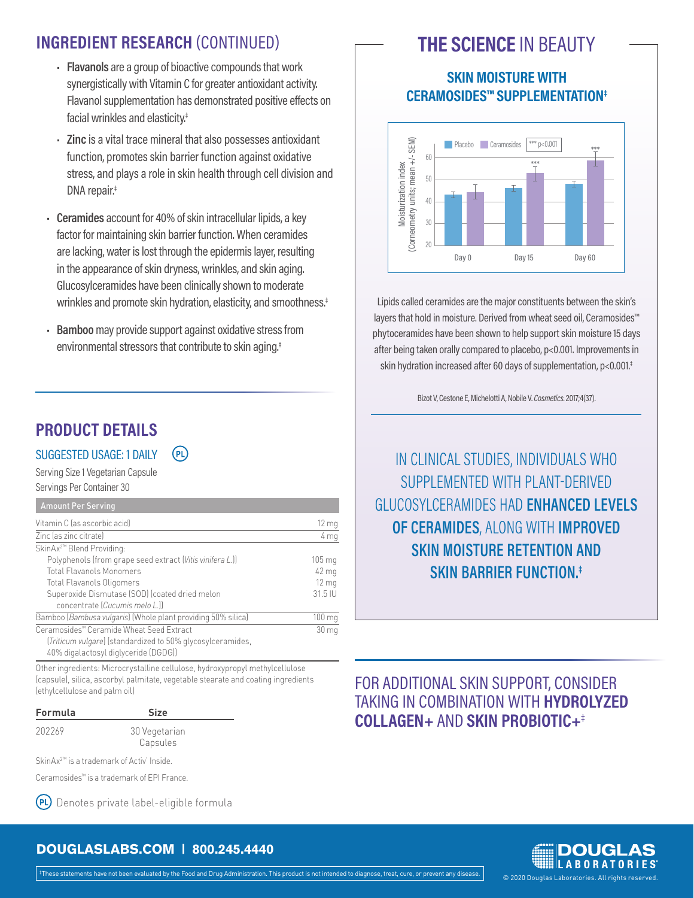## INGREDIENT RESEARCH (CONTINUED)

- **Flavanols** are a group of bioactive compounds that work synergistically with Vitamin C for greater antioxidant activity. Flavanol supplementation has demonstrated positive effects on facial wrinkles and elasticity.‡
- **Zinc** is a vital trace mineral that also possesses antioxidant function, promotes skin barrier function against oxidative stress, and plays a role in skin health through cell division and DNA repair.‡
- **Ceramides** account for 40% of skin intracellular lipids, a key factor for maintaining skin barrier function. When ceramides are lacking, water is lost through the epidermis layer, resulting in the appearance of skin dryness, wrinkles, and skin aging. Glucosylceramides have been clinically shown to moderate wrinkles and promote skin hydration, elasticity, and smoothness.‡
- **Bamboo** may provide support against oxidative stress from environmental stressors that contribute to skin aging.‡

## PRODUCT DETAILS

### SUGGESTED USAGE: 1 DAILY (PL)

Serving Size 1 Vegetarian Capsule
Servings Per Container 30

| Amount Per Serving | |
|---|---|
| Vitamin C (as ascorbic acid) | 12 mg |
| Zinc (as zinc citrate) | 4 mg |
| SkinAx2™ Blend Providing: | |
| Polyphenols (from grape seed extract (*Vitis vinifera L.*)) | 105 mg |
| Total Flavanols Monomers | 42 mg |
| Total Flavanols Oligomers | 12 mg |
| Superoxide Dismutase (SOD) (coated dried melon concentrate (*Cucumis melo L.*)) | 31.5 IU |
| Bamboo (*Bambusa vulgaris*) (Whole plant providing 50% silica) | 100 mg |
| Ceramosides™ Ceramide Wheat Seed Extract (*Triticum vulgare*) (standardized to 50% glycosylceramides, 40% digalactosyl diglyceride (DGDG)) | 30 mg |

Other ingredients: Microcrystalline cellulose, hydroxypropyl methylcellulose (capsule), silica, ascorbyl palmitate, vegetable stearate and coating ingredients (ethylcellulose and palm oil)

| Formula | Size |
|---|---|
| 202269 | 30 Vegetarian Capsules |

SkinAx2™ is a trademark of Activ' Inside.

Ceramosides™ is a trademark of EPI France.

(PL) Denotes private label-eligible formula

## THE SCIENCE IN BEAUTY

### SKIN MOISTURE WITH CERAMOSIDES™ SUPPLEMENTATION‡

Placebo
Ceramosides
*** p<0.001
Moisturization index (Corneometry units; mean +/- SEM)
20
30
40
50
60
Day 0
Day 15
Day 60
***
***

Lipids called ceramides are the major constituents between the skin's layers that hold in moisture. Derived from wheat seed oil, Ceramosides™ phytoceramides have been shown to help support skin moisture 15 days after being taken orally compared to placebo, $p<0.001$. Improvements in skin hydration increased after 60 days of supplementation, $p<0.001$.‡

Bizot V, Cestone E, Michelotti A, Nobile V. *Cosmetics.* 2017;4(37).

IN CLINICAL STUDIES, INDIVIDUALS WHO SUPPLEMENTED WITH PLANT-DERIVED GLUCOSYLCERAMIDES HAD **ENHANCED LEVELS OF CERAMIDES**, ALONG WITH **IMPROVED SKIN MOISTURE RETENTION AND SKIN BARRIER FUNCTION.‡**

FOR ADDITIONAL SKIN SUPPORT, CONSIDER TAKING IN COMBINATION WITH **HYDROLYZED COLLAGEN+** AND **SKIN PROBIOTIC+**‡

**DOUGLASLABS.COM | 800.245.4440**

‡These statements have not been evaluated by the Food and Drug Administration. This product is not intended to diagnose, treat, cure, or prevent any disease.

DOUGLAS LABORATORIES®

© 2020 Douglas Laboratories. All rights reserved.